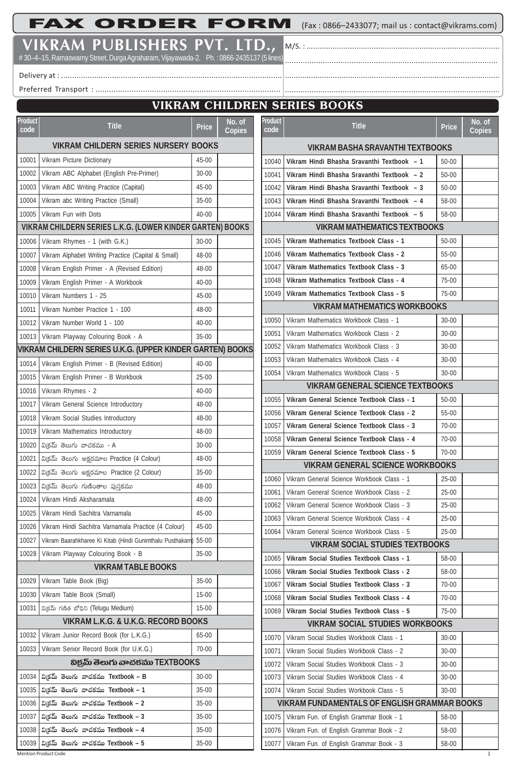# FAX ORDER FORM

(Fax : 0866–2433077; mail us : contact@vikrams.com)

## VIKRAM PUBLISHERS PVT. LTD.,

# 30–4–15, Ramaswamy Street, Durga Agraharam, Vijayawada-2. Ph. : 0866-2435137 (5 lines)

M/S. : ...........................................................................................

Delivery at : ...........................................................................................

Preferred Transport : ...........................................................................................

## VIKRAM CHILDREN SERIES BOOKS

| Product code | Title | Price | No. of Copies |
|---|---|---|---|
| | **VIKRAM CHILDERN SERIES NURSERY BOOKS** | | |
| 10001 | Vikram Picture Dictionary | 45-00 | |
| 10002 | Vikram ABC Alphabet (English Pre-Primer) | 30-00 | |
| 10003 | Vikram ABC Writing Practice (Capital) | 45-00 | |
| 10004 | Vikram abc Writing Practice (Small) | 35-00 | |
| 10005 | Vikram Fun with Dots | 40-00 | |
| | **VIKRAM CHILDERN SERIES L.K.G. (LOWER KINDER GARTEN) BOOKS** | | |
| 10006 | Vikram Rhymes - 1 (with G.K.) | 30-00 | |
| 10007 | Vikram Alphabet Writing Practice (Capital & Small) | 48-00 | |
| 10008 | Vikram English Primer - A (Revised Edition) | 48-00 | |
| 10009 | Vikram English Primer - A Workbook | 40-00 | |
| 10010 | Vikram Numbers 1 - 25 | 45-00 | |
| 10011 | Vikram Number Practice 1 - 100 | 48-00 | |
| 10012 | Vikram Number World 1 - 100 | 40-00 | |
| 10013 | Vikram Playway Colouring Book - A | 35-00 | |
| | **VIKRAM CHILDERN SERIES U.K.G. (UPPER KINDER GARTEN) BOOKS** | | |
| 10014 | Vikram English Primer - B (Revised Edition) | 40-00 | |
| 10015 | Vikram English Primer - B Workbook | 25-00 | |
| 10016 | Vikram Rhymes - 2 | 40-00 | |
| 10017 | Vikram General Science Introductory | 48-00 | |
| 10018 | Vikram Social Studies Introductory | 48-00 | |
| 10019 | Vikram Mathematics Introductory | 48-00 | |
| 10020 | విక్రమ్ తెలుగు వాచకము - A | 30-00 | |
| 10021 | విక్రమ్ తెలుగు అక్షరమాల Practice (4 Colour) | 48-00 | |
| 10022 | విక్రమ్ తెలుగు అక్షరమాల Practice (2 Colour) | 35-00 | |
| 10023 | విక్రమ్ తెలుగు గుణింతాల పుస్తకము | 48-00 | |
| 10024 | Vikram Hindi Aksharamala | 48-00 | |
| 10025 | Vikram Hindi Sachitra Varnamala | 45-00 | |
| 10026 | Vikram Hindi Sachitra Varnamala Practice (4 Colour) | 45-00 | |
| 10027 | Vikram Baarahkharee Ki Kitab (Hindi Gunimthalu Pusthakam) | 55-00 | |
| 10028 | Vikram Playway Colouring Book - B | 35-00 | |
| | **VIKRAM TABLE BOOKS** | | |
| 10029 | Vikram Table Book (Big) | 35-00 | |
| 10030 | Vikram Table Book (Small) | 15-00 | |
| 10031 | విక్రమ్ గణిత బోధిని (Telugu Medium) | 15-00 | |
| | **VIKRAM L.K.G. & U.K.G. RECORD BOOKS** | | |
| 10032 | Vikram Junior Record Book (for L.K.G.) | 65-00 | |
| 10033 | Vikram Senior Record Book (for U.K.G.) | 70-00 | |
| | **విక్రమ్ తెలుగు వాచకము TEXTBOOKS** | | |
| 10034 | **విక్రమ్ తెలుగు వాచకము Textbook – B** | 30-00 | |
| 10035 | **విక్రమ్ తెలుగు వాచకము Textbook – 1** | 35-00 | |
| 10036 | **విక్రమ్ తెలుగు వాచకము Textbook – 2** | 35-00 | |
| 10037 | **విక్రమ్ తెలుగు వాచకము Textbook – 3** | 35-00 | |
| 10038 | **విక్రమ్ తెలుగు వాచకము Textbook – 4** | 35-00 | |
| 10039 | **విక్రమ్ తెలుగు వాచకము Textbook – 5** | 35-00 | |
| | **VIKRAM BASHA SRAVANTHI TEXTBOOKS** | | |
| 10040 | **Vikram Hindi Bhasha Sravanthi Textbook – 1** | 50-00 | |
| 10041 | **Vikram Hindi Bhasha Sravanthi Textbook – 2** | 50-00 | |
| 10042 | **Vikram Hindi Bhasha Sravanthi Textbook – 3** | 50-00 | |
| 10043 | **Vikram Hindi Bhasha Sravanthi Textbook – 4** | 58-00 | |
| 10044 | **Vikram Hindi Bhasha Sravanthi Textbook – 5** | 58-00 | |
| | **VIKRAM MATHEMATICS TEXTBOOKS** | | |
| 10045 | **Vikram Mathematics Textbook Class - 1** | 50-00 | |
| 10046 | **Vikram Mathematics Textbook Class - 2** | 55-00 | |
| 10047 | **Vikram Mathematics Textbook Class - 3** | 65-00 | |
| 10048 | **Vikram Mathematics Textbook Class - 4** | 75-00 | |
| 10049 | **Vikram Mathematics Textbook Class - 5** | 75-00 | |
| | **VIKRAM MATHEMATICS WORKBOOKS** | | |
| 10050 | Vikram Mathematics Workbook Class - 1 | 30-00 | |
| 10051 | Vikram Mathematics Workbook Class - 2 | 30-00 | |
| 10052 | Vikram Mathematics Workbook Class - 3 | 30-00 | |
| 10053 | Vikram Mathematics Workbook Class - 4 | 30-00 | |
| 10054 | Vikram Mathematics Workbook Class - 5 | 30-00 | |
| | **VIKRAM GENERAL SCIENCE TEXTBOOKS** | | |
| 10055 | **Vikram General Science Textbook Class - 1** | 50-00 | |
| 10056 | **Vikram General Science Textbook Class - 2** | 55-00 | |
| 10057 | **Vikram General Science Textbook Class - 3** | 70-00 | |
| 10058 | **Vikram General Science Textbook Class - 4** | 70-00 | |
| 10059 | **Vikram General Science Textbook Class - 5** | 70-00 | |
| | **VIKRAM GENERAL SCIENCE WORKBOOKS** | | |
| 10060 | Vikram General Science Workbook Class - 1 | 25-00 | |
| 10061 | Vikram General Science Workbook Class - 2 | 25-00 | |
| 10062 | Vikram General Science Workbook Class - 3 | 25-00 | |
| 10063 | Vikram General Science Workbook Class - 4 | 25-00 | |
| 10064 | Vikram General Science Workbook Class - 5 | 25-00 | |
| | **VIKRAM SOCIAL STUDIES TEXTBOOKS** | | |
| 10065 | **Vikram Social Studies Textbook Class - 1** | 58-00 | |
| 10066 | **Vikram Social Studies Textbook Class - 2** | 58-00 | |
| 10067 | **Vikram Social Studies Textbook Class - 3** | 70-00 | |
| 10068 | **Vikram Social Studies Textbook Class - 4** | 70-00 | |
| 10069 | **Vikram Social Studies Textbook Class - 5** | 75-00 | |
| | **VIKRAM SOCIAL STUDIES WORKBOOKS** | | |
| 10070 | Vikram Social Studies Workbook Class - 1 | 30-00 | |
| 10071 | Vikram Social Studies Workbook Class - 2 | 30-00 | |
| 10072 | Vikram Social Studies Workbook Class - 3 | 30-00 | |
| 10073 | Vikram Social Studies Workbook Class - 4 | 30-00 | |
| 10074 | Vikram Social Studies Workbook Class - 5 | 30-00 | |
| | **VIKRAM FUNDAMENTALS OF ENGLISH GRAMMAR BOOKS** | | |
| 10075 | Vikram Fun. of English Grammar Book - 1 | 58-00 | |
| 10076 | Vikram Fun. of English Grammar Book - 2 | 58-00 | |
| 10077 | Vikram Fun. of English Grammar Book - 3 | 58-00 | |

Mention Product Code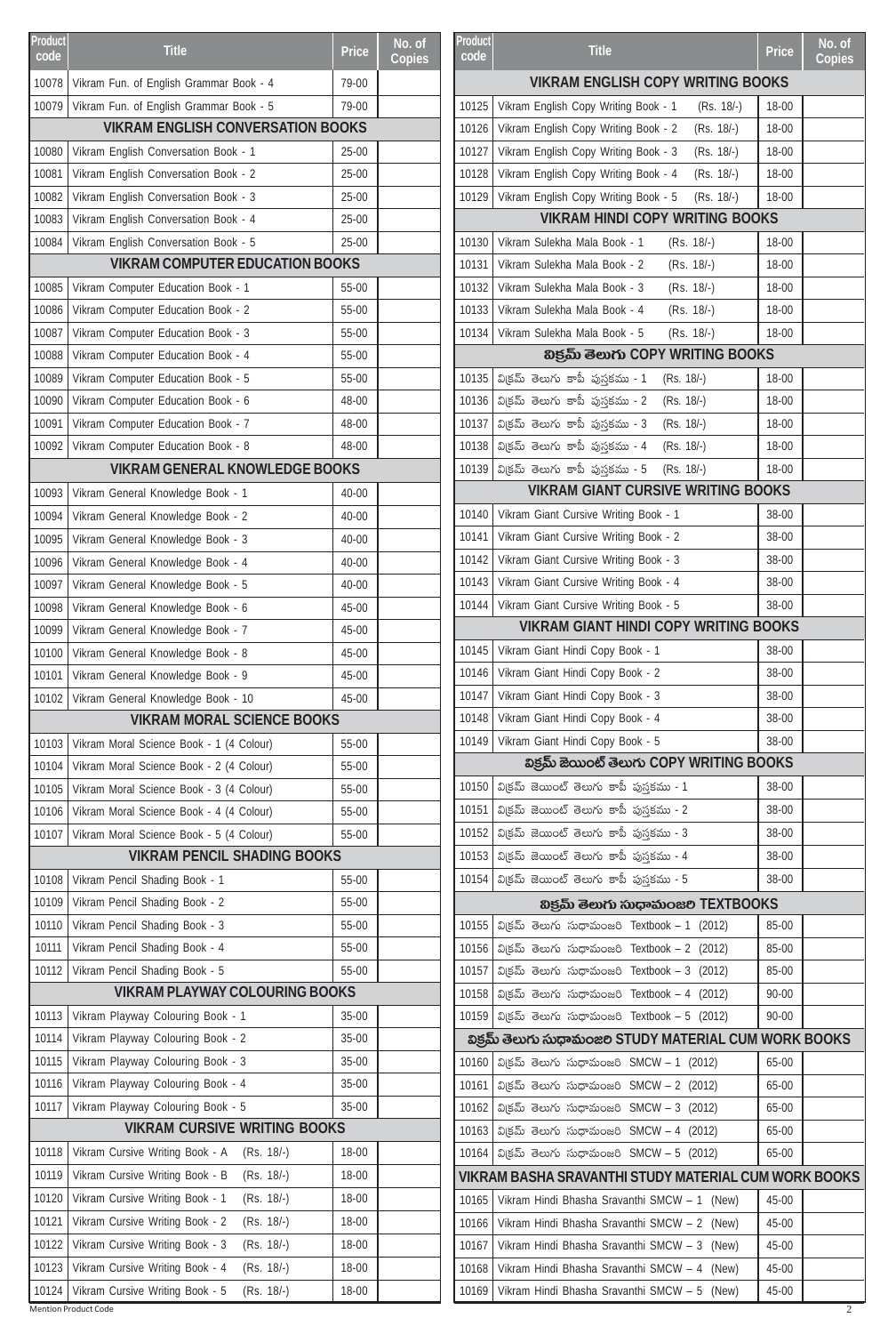| Product code | Title | Price | No. of Copies |
|---|---|---|---|
| 10078 | Vikram Fun. of English Grammar Book - 4 | 79-00 | |
| 10079 | Vikram Fun. of English Grammar Book - 5 | 79-00 | |
| | **VIKRAM ENGLISH CONVERSATION BOOKS** | | |
| 10080 | Vikram English Conversation Book - 1 | 25-00 | |
| 10081 | Vikram English Conversation Book - 2 | 25-00 | |
| 10082 | Vikram English Conversation Book - 3 | 25-00 | |
| 10083 | Vikram English Conversation Book - 4 | 25-00 | |
| 10084 | Vikram English Conversation Book - 5 | 25-00 | |
| | **VIKRAM COMPUTER EDUCATION BOOKS** | | |
| 10085 | Vikram Computer Education Book - 1 | 55-00 | |
| 10086 | Vikram Computer Education Book - 2 | 55-00 | |
| 10087 | Vikram Computer Education Book - 3 | 55-00 | |
| 10088 | Vikram Computer Education Book - 4 | 55-00 | |
| 10089 | Vikram Computer Education Book - 5 | 55-00 | |
| 10090 | Vikram Computer Education Book - 6 | 48-00 | |
| 10091 | Vikram Computer Education Book - 7 | 48-00 | |
| 10092 | Vikram Computer Education Book - 8 | 48-00 | |
| | **VIKRAM GENERAL KNOWLEDGE BOOKS** | | |
| 10093 | Vikram General Knowledge Book - 1 | 40-00 | |
| 10094 | Vikram General Knowledge Book - 2 | 40-00 | |
| 10095 | Vikram General Knowledge Book - 3 | 40-00 | |
| 10096 | Vikram General Knowledge Book - 4 | 40-00 | |
| 10097 | Vikram General Knowledge Book - 5 | 40-00 | |
| 10098 | Vikram General Knowledge Book - 6 | 45-00 | |
| 10099 | Vikram General Knowledge Book - 7 | 45-00 | |
| 10100 | Vikram General Knowledge Book - 8 | 45-00 | |
| 10101 | Vikram General Knowledge Book - 9 | 45-00 | |
| 10102 | Vikram General Knowledge Book - 10 | 45-00 | |
| | **VIKRAM MORAL SCIENCE BOOKS** | | |
| 10103 | Vikram Moral Science Book - 1 (4 Colour) | 55-00 | |
| 10104 | Vikram Moral Science Book - 2 (4 Colour) | 55-00 | |
| 10105 | Vikram Moral Science Book - 3 (4 Colour) | 55-00 | |
| 10106 | Vikram Moral Science Book - 4 (4 Colour) | 55-00 | |
| 10107 | Vikram Moral Science Book - 5 (4 Colour) | 55-00 | |
| | **VIKRAM PENCIL SHADING BOOKS** | | |
| 10108 | Vikram Pencil Shading Book - 1 | 55-00 | |
| 10109 | Vikram Pencil Shading Book - 2 | 55-00 | |
| 10110 | Vikram Pencil Shading Book - 3 | 55-00 | |
| 10111 | Vikram Pencil Shading Book - 4 | 55-00 | |
| 10112 | Vikram Pencil Shading Book - 5 | 55-00 | |
| | **VIKRAM PLAYWAY COLOURING BOOKS** | | |
| 10113 | Vikram Playway Colouring Book - 1 | 35-00 | |
| 10114 | Vikram Playway Colouring Book - 2 | 35-00 | |
| 10115 | Vikram Playway Colouring Book - 3 | 35-00 | |
| 10116 | Vikram Playway Colouring Book - 4 | 35-00 | |
| 10117 | Vikram Playway Colouring Book - 5 | 35-00 | |
| | **VIKRAM CURSIVE WRITING BOOKS** | | |
| 10118 | Vikram Cursive Writing Book - A (Rs. 18/-) | 18-00 | |
| 10119 | Vikram Cursive Writing Book - B (Rs. 18/-) | 18-00 | |
| 10120 | Vikram Cursive Writing Book - 1 (Rs. 18/-) | 18-00 | |
| 10121 | Vikram Cursive Writing Book - 2 (Rs. 18/-) | 18-00 | |
| 10122 | Vikram Cursive Writing Book - 3 (Rs. 18/-) | 18-00 | |
| 10123 | Vikram Cursive Writing Book - 4 (Rs. 18/-) | 18-00 | |
| 10124 | Vikram Cursive Writing Book - 5 (Rs. 18/-) | 18-00 | |
| | **VIKRAM ENGLISH COPY WRITING BOOKS** | | |
| 10125 | Vikram English Copy Writing Book - 1 (Rs. 18/-) | 18-00 | |
| 10126 | Vikram English Copy Writing Book - 2 (Rs. 18/-) | 18-00 | |
| 10127 | Vikram English Copy Writing Book - 3 (Rs. 18/-) | 18-00 | |
| 10128 | Vikram English Copy Writing Book - 4 (Rs. 18/-) | 18-00 | |
| 10129 | Vikram English Copy Writing Book - 5 (Rs. 18/-) | 18-00 | |
| | **VIKRAM HINDI COPY WRITING BOOKS** | | |
| 10130 | Vikram Sulekha Mala Book - 1 (Rs. 18/-) | 18-00 | |
| 10131 | Vikram Sulekha Mala Book - 2 (Rs. 18/-) | 18-00 | |
| 10132 | Vikram Sulekha Mala Book - 3 (Rs. 18/-) | 18-00 | |
| 10133 | Vikram Sulekha Mala Book - 4 (Rs. 18/-) | 18-00 | |
| 10134 | Vikram Sulekha Mala Book - 5 (Rs. 18/-) | 18-00 | |
| | **విక్రమ్ తెలుగు COPY WRITING BOOKS** | | |
| 10135 | విక్రమ్ తెలుగు కాపీ పుస్తకము - 1 (Rs. 18/-) | 18-00 | |
| 10136 | విక్రమ్ తెలుగు కాపీ పుస్తకము - 2 (Rs. 18/-) | 18-00 | |
| 10137 | విక్రమ్ తెలుగు కాపీ పుస్తకము - 3 (Rs. 18/-) | 18-00 | |
| 10138 | విక్రమ్ తెలుగు కాపీ పుస్తకము - 4 (Rs. 18/-) | 18-00 | |
| 10139 | విక్రమ్ తెలుగు కాపీ పుస్తకము - 5 (Rs. 18/-) | 18-00 | |
| | **VIKRAM GIANT CURSIVE WRITING BOOKS** | | |
| 10140 | Vikram Giant Cursive Writing Book - 1 | 38-00 | |
| 10141 | Vikram Giant Cursive Writing Book - 2 | 38-00 | |
| 10142 | Vikram Giant Cursive Writing Book - 3 | 38-00 | |
| 10143 | Vikram Giant Cursive Writing Book - 4 | 38-00 | |
| 10144 | Vikram Giant Cursive Writing Book - 5 | 38-00 | |
| | **VIKRAM GIANT HINDI COPY WRITING BOOKS** | | |
| 10145 | Vikram Giant Hindi Copy Book - 1 | 38-00 | |
| 10146 | Vikram Giant Hindi Copy Book - 2 | 38-00 | |
| 10147 | Vikram Giant Hindi Copy Book - 3 | 38-00 | |
| 10148 | Vikram Giant Hindi Copy Book - 4 | 38-00 | |
| 10149 | Vikram Giant Hindi Copy Book - 5 | 38-00 | |
| | **విక్రమ్ జెయింట్ తెలుగు COPY WRITING BOOKS** | | |
| 10150 | విక్రమ్ జెయింట్ తెలుగు కాపీ పుస్తకము - 1 | 38-00 | |
| 10151 | విక్రమ్ జెయింట్ తెలుగు కాపీ పుస్తకము - 2 | 38-00 | |
| 10152 | విక్రమ్ జెయింట్ తెలుగు కాపీ పుస్తకము - 3 | 38-00 | |
| 10153 | విక్రమ్ జెయింట్ తెలుగు కాపీ పుస్తకము - 4 | 38-00 | |
| 10154 | విక్రమ్ జెయింట్ తెలుగు కాపీ పుస్తకము - 5 | 38-00 | |
| | **విక్రమ్ తెలుగు సుధామంజరి TEXTBOOKS** | | |
| 10155 | విక్రమ్ తెలుగు సుధామంజరి Textbook – 1 (2012) | 85-00 | |
| 10156 | విక్రమ్ తెలుగు సుధామంజరి Textbook – 2 (2012) | 85-00 | |
| 10157 | విక్రమ్ తెలుగు సుధామంజరి Textbook – 3 (2012) | 85-00 | |
| 10158 | విక్రమ్ తెలుగు సుధామంజరి Textbook – 4 (2012) | 90-00 | |
| 10159 | విక్రమ్ తెలుగు సుధామంజరి Textbook – 5 (2012) | 90-00 | |
| | **విక్రమ్ తెలుగు సుధామంజరి STUDY MATERIAL CUM WORK BOOKS** | | |
| 10160 | విక్రమ్ తెలుగు సుధామంజరి SMCW – 1 (2012) | 65-00 | |
| 10161 | విక్రమ్ తెలుగు సుధామంజరి SMCW – 2 (2012) | 65-00 | |
| 10162 | విక్రమ్ తెలుగు సుధామంజరి SMCW – 3 (2012) | 65-00 | |
| 10163 | విక్రమ్ తెలుగు సుధామంజరి SMCW – 4 (2012) | 65-00 | |
| 10164 | విక్రమ్ తెలుగు సుధామంజరి SMCW – 5 (2012) | 65-00 | |
| | **VIKRAM BASHA SRAVANTHI STUDY MATERIAL CUM WORK BOOKS** | | |
| 10165 | Vikram Hindi Bhasha Sravanthi SMCW – 1 (New) | 45-00 | |
| 10166 | Vikram Hindi Bhasha Sravanthi SMCW – 2 (New) | 45-00 | |
| 10167 | Vikram Hindi Bhasha Sravanthi SMCW – 3 (New) | 45-00 | |
| 10168 | Vikram Hindi Bhasha Sravanthi SMCW – 4 (New) | 45-00 | |
| 10169 | Vikram Hindi Bhasha Sravanthi SMCW – 5 (New) | 45-00 | |

Mention Product Code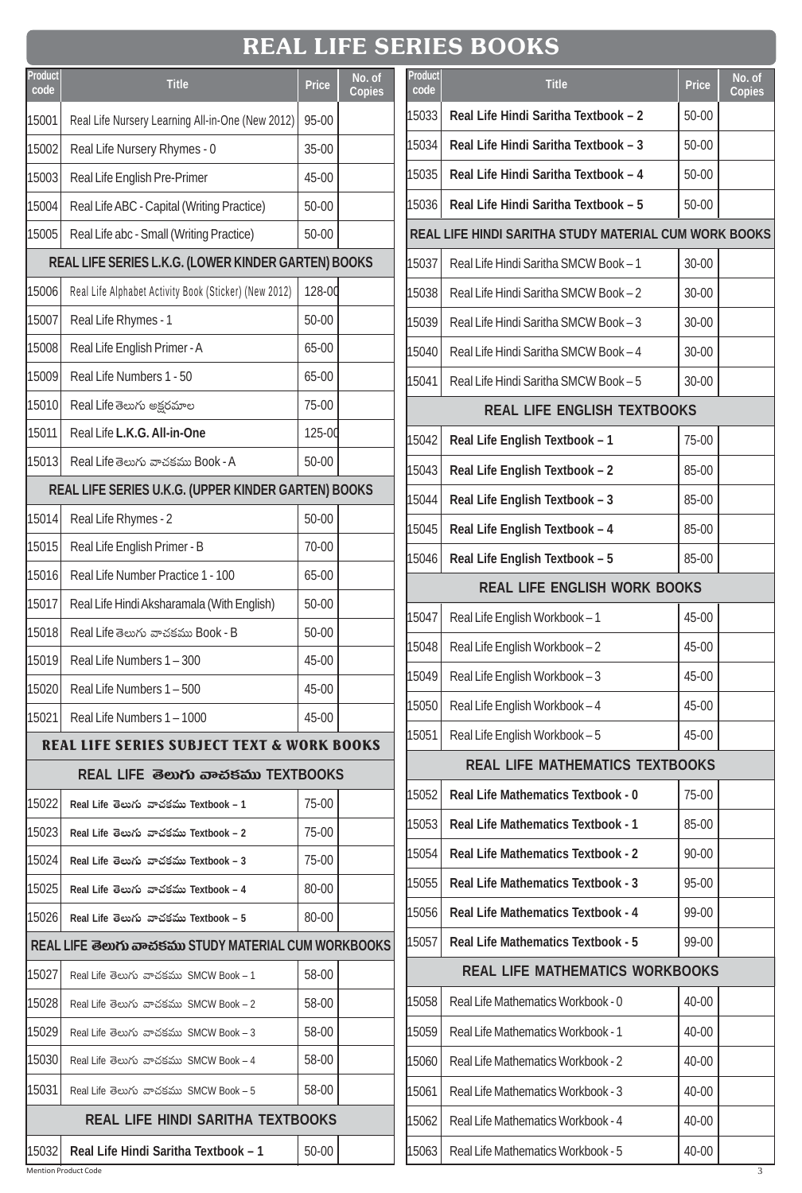# REAL LIFE SERIES BOOKS

| Product code | Title | Price | No. of Copies |
|---|---|---|---|
| 15001 | Real Life Nursery Learning All-in-One (New 2012) | 95-00 | |
| 15002 | Real Life Nursery Rhymes - 0 | 35-00 | |
| 15003 | Real Life English Pre-Primer | 45-00 | |
| 15004 | Real Life ABC - Capital (Writing Practice) | 50-00 | |
| 15005 | Real Life abc - Small (Writing Practice) | 50-00 | |
| **REAL LIFE SERIES L.K.G. (LOWER KINDER GARTEN) BOOKS** | | | |
| 15006 | Real Life Alphabet Activity Book (Sticker) (New 2012) | 128-00 | |
| 15007 | Real Life Rhymes - 1 | 50-00 | |
| 15008 | Real Life English Primer - A | 65-00 | |
| 15009 | Real Life Numbers 1 - 50 | 65-00 | |
| 15010 | Real Life తెలుగు అక్షరమాల | 75-00 | |
| 15011 | Real Life **L.K.G. All-in-One** | 125-00 | |
| 15013 | Real Life తెలుగు వాచకము Book - A | 50-00 | |
| **REAL LIFE SERIES U.K.G. (UPPER KINDER GARTEN) BOOKS** | | | |
| 15014 | Real Life Rhymes - 2 | 50-00 | |
| 15015 | Real Life English Primer - B | 70-00 | |
| 15016 | Real Life Number Practice 1 - 100 | 65-00 | |
| 15017 | Real Life Hindi Aksharamala (With English) | 50-00 | |
| 15018 | Real Life తెలుగు వాచకము Book - B | 50-00 | |
| 15019 | Real Life Numbers 1 – 300 | 45-00 | |
| 15020 | Real Life Numbers 1 – 500 | 45-00 | |
| 15021 | Real Life Numbers 1 – 1000 | 45-00 | |
| **REAL LIFE SERIES SUBJECT TEXT & WORK BOOKS** | | | |
| **REAL LIFE తెలుగు వాచకము TEXTBOOKS** | | | |
| 15022 | **Real Life తెలుగు వాచకము Textbook – 1** | 75-00 | |
| 15023 | **Real Life తెలుగు వాచకము Textbook – 2** | 75-00 | |
| 15024 | **Real Life తెలుగు వాచకము Textbook – 3** | 75-00 | |
| 15025 | **Real Life తెలుగు వాచకము Textbook – 4** | 80-00 | |
| 15026 | **Real Life తెలుగు వాచకము Textbook – 5** | 80-00 | |
| **REAL LIFE తెలుగు వాచకము STUDY MATERIAL CUM WORKBOOKS** | | | |
| 15027 | Real Life తెలుగు వాచకము SMCW Book – 1 | 58-00 | |
| 15028 | Real Life తెలుగు వాచకము SMCW Book – 2 | 58-00 | |
| 15029 | Real Life తెలుగు వాచకము SMCW Book – 3 | 58-00 | |
| 15030 | Real Life తెలుగు వాచకము SMCW Book – 4 | 58-00 | |
| 15031 | Real Life తెలుగు వాచకము SMCW Book – 5 | 58-00 | |
| **REAL LIFE HINDI SARITHA TEXTBOOKS** | | | |
| 15032 | **Real Life Hindi Saritha Textbook – 1** | 50-00 | |
| 15033 | **Real Life Hindi Saritha Textbook – 2** | 50-00 | |
| 15034 | **Real Life Hindi Saritha Textbook – 3** | 50-00 | |
| 15035 | **Real Life Hindi Saritha Textbook – 4** | 50-00 | |
| 15036 | **Real Life Hindi Saritha Textbook – 5** | 50-00 | |
| **REAL LIFE HINDI SARITHA STUDY MATERIAL CUM WORK BOOKS** | | | |
| 15037 | Real Life Hindi Saritha SMCW Book – 1 | 30-00 | |
| 15038 | Real Life Hindi Saritha SMCW Book – 2 | 30-00 | |
| 15039 | Real Life Hindi Saritha SMCW Book – 3 | 30-00 | |
| 15040 | Real Life Hindi Saritha SMCW Book – 4 | 30-00 | |
| 15041 | Real Life Hindi Saritha SMCW Book – 5 | 30-00 | |
| **REAL LIFE ENGLISH TEXTBOOKS** | | | |
| 15042 | **Real Life English Textbook – 1** | 75-00 | |
| 15043 | **Real Life English Textbook – 2** | 85-00 | |
| 15044 | **Real Life English Textbook – 3** | 85-00 | |
| 15045 | **Real Life English Textbook – 4** | 85-00 | |
| 15046 | **Real Life English Textbook – 5** | 85-00 | |
| **REAL LIFE ENGLISH WORK BOOKS** | | | |
| 15047 | Real Life English Workbook – 1 | 45-00 | |
| 15048 | Real Life English Workbook – 2 | 45-00 | |
| 15049 | Real Life English Workbook – 3 | 45-00 | |
| 15050 | Real Life English Workbook – 4 | 45-00 | |
| 15051 | Real Life English Workbook – 5 | 45-00 | |
| **REAL LIFE MATHEMATICS TEXTBOOKS** | | | |
| 15052 | **Real Life Mathematics Textbook - 0** | 75-00 | |
| 15053 | **Real Life Mathematics Textbook - 1** | 85-00 | |
| 15054 | **Real Life Mathematics Textbook - 2** | 90-00 | |
| 15055 | **Real Life Mathematics Textbook - 3** | 95-00 | |
| 15056 | **Real Life Mathematics Textbook - 4** | 99-00 | |
| 15057 | **Real Life Mathematics Textbook - 5** | 99-00 | |
| **REAL LIFE MATHEMATICS WORKBOOKS** | | | |
| 15058 | Real Life Mathematics Workbook - 0 | 40-00 | |
| 15059 | Real Life Mathematics Workbook - 1 | 40-00 | |
| 15060 | Real Life Mathematics Workbook - 2 | 40-00 | |
| 15061 | Real Life Mathematics Workbook - 3 | 40-00 | |
| 15062 | Real Life Mathematics Workbook - 4 | 40-00 | |
| 15063 | Real Life Mathematics Workbook - 5 | 40-00 | |

Mention Product Code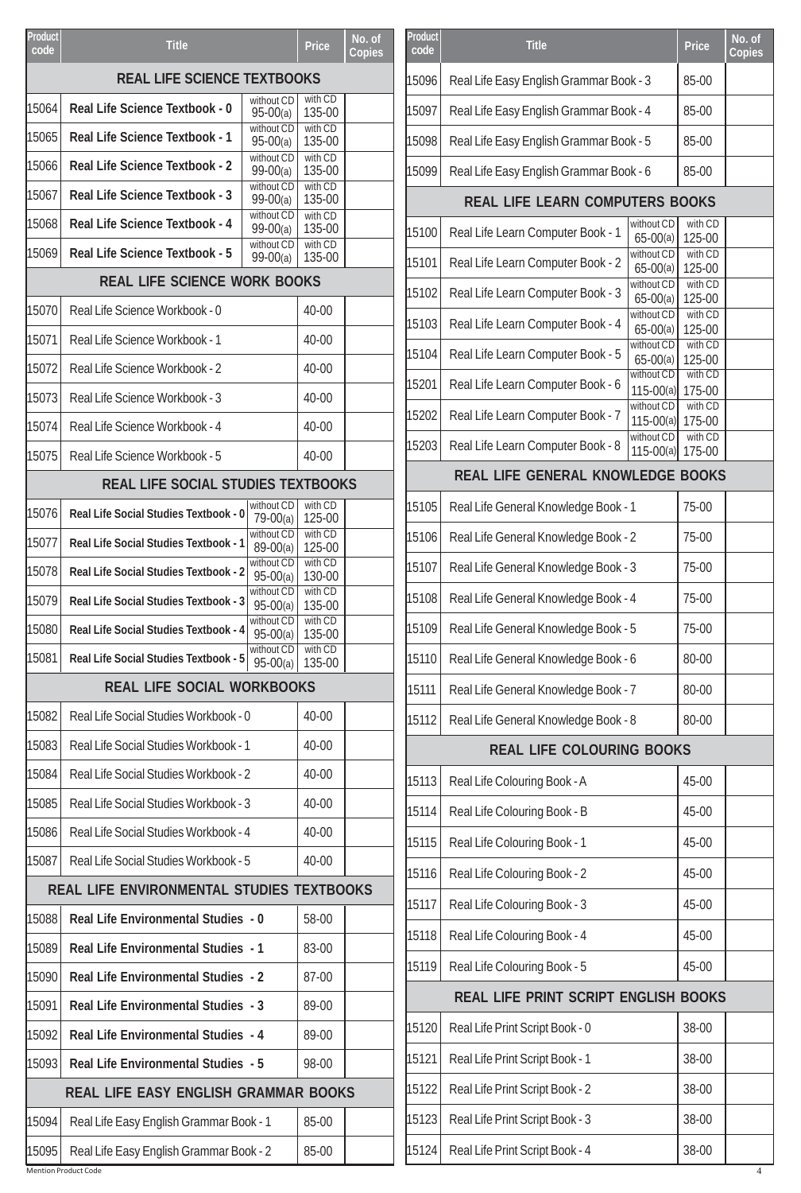| Product code | Title | Price | | No. of Copies |
|---|---|---|---|---|
| **REAL LIFE SCIENCE TEXTBOOKS** | | | | |
| 15064 | **Real Life Science Textbook - 0** | without CD 95-00(a) | with CD 135-00 | |
| 15065 | **Real Life Science Textbook - 1** | without CD 95-00(a) | with CD 135-00 | |
| 15066 | **Real Life Science Textbook - 2** | without CD 99-00(a) | with CD 135-00 | |
| 15067 | **Real Life Science Textbook - 3** | without CD 99-00(a) | with CD 135-00 | |
| 15068 | **Real Life Science Textbook - 4** | without CD 99-00(a) | with CD 135-00 | |
| 15069 | **Real Life Science Textbook - 5** | without CD 99-00(a) | with CD 135-00 | |
| **REAL LIFE SCIENCE WORK BOOKS** | | | | |
| 15070 | Real Life Science Workbook - 0 | 40-00 | | |
| 15071 | Real Life Science Workbook - 1 | 40-00 | | |
| 15072 | Real Life Science Workbook - 2 | 40-00 | | |
| 15073 | Real Life Science Workbook - 3 | 40-00 | | |
| 15074 | Real Life Science Workbook - 4 | 40-00 | | |
| 15075 | Real Life Science Workbook - 5 | 40-00 | | |
| **REAL LIFE SOCIAL STUDIES TEXTBOOKS** | | | | |
| 15076 | **Real Life Social Studies Textbook - 0** | without CD 79-00(a) | with CD 125-00 | |
| 15077 | **Real Life Social Studies Textbook - 1** | without CD 89-00(a) | with CD 125-00 | |
| 15078 | **Real Life Social Studies Textbook - 2** | without CD 95-00(a) | with CD 130-00 | |
| 15079 | **Real Life Social Studies Textbook - 3** | without CD 95-00(a) | with CD 135-00 | |
| 15080 | **Real Life Social Studies Textbook - 4** | without CD 95-00(a) | with CD 135-00 | |
| 15081 | **Real Life Social Studies Textbook - 5** | without CD 95-00(a) | with CD 135-00 | |
| **REAL LIFE SOCIAL WORKBOOKS** | | | | |
| 15082 | Real Life Social Studies Workbook - 0 | 40-00 | | |
| 15083 | Real Life Social Studies Workbook - 1 | 40-00 | | |
| 15084 | Real Life Social Studies Workbook - 2 | 40-00 | | |
| 15085 | Real Life Social Studies Workbook - 3 | 40-00 | | |
| 15086 | Real Life Social Studies Workbook - 4 | 40-00 | | |
| 15087 | Real Life Social Studies Workbook - 5 | 40-00 | | |
| **REAL LIFE ENVIRONMENTAL STUDIES TEXTBOOKS** | | | | |
| 15088 | **Real Life Environmental Studies - 0** | 58-00 | | |
| 15089 | **Real Life Environmental Studies - 1** | 83-00 | | |
| 15090 | **Real Life Environmental Studies - 2** | 87-00 | | |
| 15091 | **Real Life Environmental Studies - 3** | 89-00 | | |
| 15092 | **Real Life Environmental Studies - 4** | 89-00 | | |
| 15093 | **Real Life Environmental Studies - 5** | 98-00 | | |
| **REAL LIFE EASY ENGLISH GRAMMAR BOOKS** | | | | |
| 15094 | Real Life Easy English Grammar Book - 1 | 85-00 | | |
| 15095 | Real Life Easy English Grammar Book - 2 | 85-00 | | |

Mention Product Code

| Product code | Title | Price | | No. of Copies |
|---|---|---|---|---|
| 15096 | Real Life Easy English Grammar Book - 3 | 85-00 | | |
| 15097 | Real Life Easy English Grammar Book - 4 | 85-00 | | |
| 15098 | Real Life Easy English Grammar Book - 5 | 85-00 | | |
| 15099 | Real Life Easy English Grammar Book - 6 | 85-00 | | |
| **REAL LIFE LEARN COMPUTERS BOOKS** | | | | |
| 15100 | Real Life Learn Computer Book - 1 | without CD 65-00(a) | with CD 125-00 | |
| 15101 | Real Life Learn Computer Book - 2 | without CD 65-00(a) | with CD 125-00 | |
| 15102 | Real Life Learn Computer Book - 3 | without CD 65-00(a) | with CD 125-00 | |
| 15103 | Real Life Learn Computer Book - 4 | without CD 65-00(a) | with CD 125-00 | |
| 15104 | Real Life Learn Computer Book - 5 | without CD 65-00(a) | with CD 125-00 | |
| 15201 | Real Life Learn Computer Book - 6 | without CD 115-00(a) | with CD 175-00 | |
| 15202 | Real Life Learn Computer Book - 7 | without CD 115-00(a) | with CD 175-00 | |
| 15203 | Real Life Learn Computer Book - 8 | without CD 115-00(a) | with CD 175-00 | |
| **REAL LIFE GENERAL KNOWLEDGE BOOKS** | | | | |
| 15105 | Real Life General Knowledge Book - 1 | 75-00 | | |
| 15106 | Real Life General Knowledge Book - 2 | 75-00 | | |
| 15107 | Real Life General Knowledge Book - 3 | 75-00 | | |
| 15108 | Real Life General Knowledge Book - 4 | 75-00 | | |
| 15109 | Real Life General Knowledge Book - 5 | 75-00 | | |
| 15110 | Real Life General Knowledge Book - 6 | 80-00 | | |
| 15111 | Real Life General Knowledge Book - 7 | 80-00 | | |
| 15112 | Real Life General Knowledge Book - 8 | 80-00 | | |
| **REAL LIFE COLOURING BOOKS** | | | | |
| 15113 | Real Life Colouring Book - A | 45-00 | | |
| 15114 | Real Life Colouring Book - B | 45-00 | | |
| 15115 | Real Life Colouring Book - 1 | 45-00 | | |
| 15116 | Real Life Colouring Book - 2 | 45-00 | | |
| 15117 | Real Life Colouring Book - 3 | 45-00 | | |
| 15118 | Real Life Colouring Book - 4 | 45-00 | | |
| 15119 | Real Life Colouring Book - 5 | 45-00 | | |
| **REAL LIFE PRINT SCRIPT ENGLISH BOOKS** | | | | |
| 15120 | Real Life Print Script Book - 0 | 38-00 | | |
| 15121 | Real Life Print Script Book - 1 | 38-00 | | |
| 15122 | Real Life Print Script Book - 2 | 38-00 | | |
| 15123 | Real Life Print Script Book - 3 | 38-00 | | |
| 15124 | Real Life Print Script Book - 4 | 38-00 | | |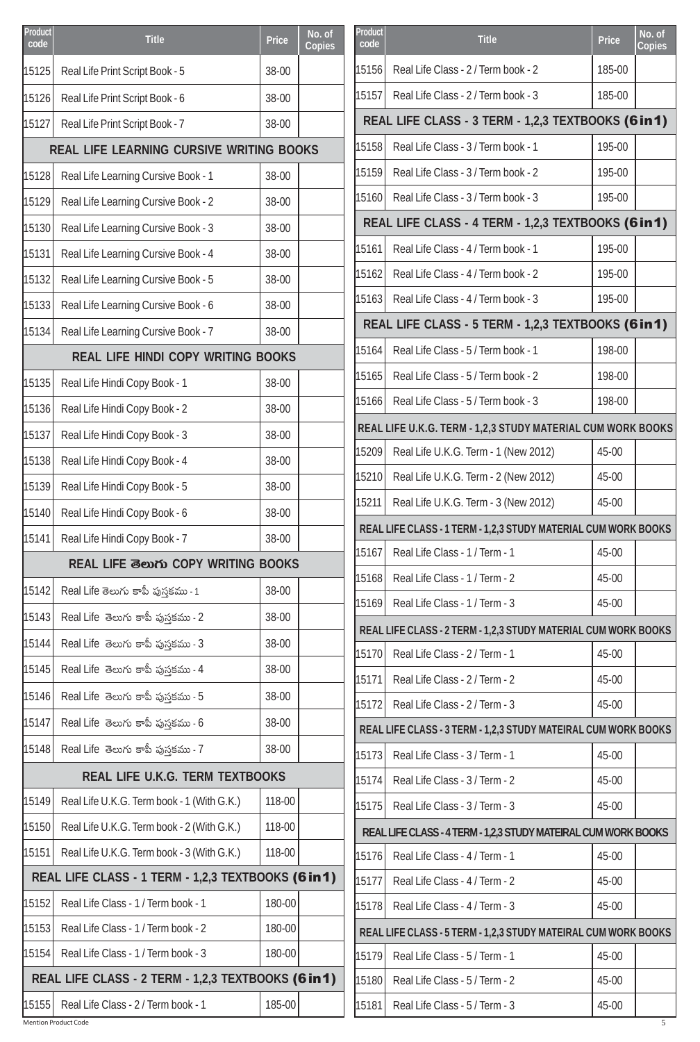| Product code | Title | Price | No. of Copies |
|---|---|---|---|
| 15125 | Real Life Print Script Book - 5 | 38-00 | |
| 15126 | Real Life Print Script Book - 6 | 38-00 | |
| 15127 | Real Life Print Script Book - 7 | 38-00 | |
| | **REAL LIFE LEARNING CURSIVE WRITING BOOKS** | | |
| 15128 | Real Life Learning Cursive Book - 1 | 38-00 | |
| 15129 | Real Life Learning Cursive Book - 2 | 38-00 | |
| 15130 | Real Life Learning Cursive Book - 3 | 38-00 | |
| 15131 | Real Life Learning Cursive Book - 4 | 38-00 | |
| 15132 | Real Life Learning Cursive Book - 5 | 38-00 | |
| 15133 | Real Life Learning Cursive Book - 6 | 38-00 | |
| 15134 | Real Life Learning Cursive Book - 7 | 38-00 | |
| | **REAL LIFE HINDI COPY WRITING BOOKS** | | |
| 15135 | Real Life Hindi Copy Book - 1 | 38-00 | |
| 15136 | Real Life Hindi Copy Book - 2 | 38-00 | |
| 15137 | Real Life Hindi Copy Book - 3 | 38-00 | |
| 15138 | Real Life Hindi Copy Book - 4 | 38-00 | |
| 15139 | Real Life Hindi Copy Book - 5 | 38-00 | |
| 15140 | Real Life Hindi Copy Book - 6 | 38-00 | |
| 15141 | Real Life Hindi Copy Book - 7 | 38-00 | |
| | **REAL LIFE తెలుగు COPY WRITING BOOKS** | | |
| 15142 | Real Life తెలుగు కాపీ పుస్తకము - 1 | 38-00 | |
| 15143 | Real Life తెలుగు కాపీ పుస్తకము - 2 | 38-00 | |
| 15144 | Real Life తెలుగు కాపీ పుస్తకము - 3 | 38-00 | |
| 15145 | Real Life తెలుగు కాపీ పుస్తకము - 4 | 38-00 | |
| 15146 | Real Life తెలుగు కాపీ పుస్తకము - 5 | 38-00 | |
| 15147 | Real Life తెలుగు కాపీ పుస్తకము - 6 | 38-00 | |
| 15148 | Real Life తెలుగు కాపీ పుస్తకము - 7 | 38-00 | |
| | **REAL LIFE U.K.G. TERM TEXTBOOKS** | | |
| 15149 | Real Life U.K.G. Term book - 1 (With G.K.) | 118-00 | |
| 15150 | Real Life U.K.G. Term book - 2 (With G.K.) | 118-00 | |
| 15151 | Real Life U.K.G. Term book - 3 (With G.K.) | 118-00 | |
| | **REAL LIFE CLASS - 1 TERM - 1,2,3 TEXTBOOKS (6in1)** | | |
| 15152 | Real Life Class - 1 / Term book - 1 | 180-00 | |
| 15153 | Real Life Class - 1 / Term book - 2 | 180-00 | |
| 15154 | Real Life Class - 1 / Term book - 3 | 180-00 | |
| | **REAL LIFE CLASS - 2 TERM - 1,2,3 TEXTBOOKS (6in1)** | | |
| 15155 | Real Life Class - 2 / Term book - 1 | 185-00 | |
| 15156 | Real Life Class - 2 / Term book - 2 | 185-00 | |
| 15157 | Real Life Class - 2 / Term book - 3 | 185-00 | |
| | **REAL LIFE CLASS - 3 TERM - 1,2,3 TEXTBOOKS (6in1)** | | |
| 15158 | Real Life Class - 3 / Term book - 1 | 195-00 | |
| 15159 | Real Life Class - 3 / Term book - 2 | 195-00 | |
| 15160 | Real Life Class - 3 / Term book - 3 | 195-00 | |
| | **REAL LIFE CLASS - 4 TERM - 1,2,3 TEXTBOOKS (6in1)** | | |
| 15161 | Real Life Class - 4 / Term book - 1 | 195-00 | |
| 15162 | Real Life Class - 4 / Term book - 2 | 195-00 | |
| 15163 | Real Life Class - 4 / Term book - 3 | 195-00 | |
| | **REAL LIFE CLASS - 5 TERM - 1,2,3 TEXTBOOKS (6in1)** | | |
| 15164 | Real Life Class - 5 / Term book - 1 | 198-00 | |
| 15165 | Real Life Class - 5 / Term book - 2 | 198-00 | |
| 15166 | Real Life Class - 5 / Term book - 3 | 198-00 | |
| | **REAL LIFE U.K.G. TERM - 1,2,3 STUDY MATERIAL CUM WORK BOOKS** | | |
| 15209 | Real Life U.K.G. Term - 1 (New 2012) | 45-00 | |
| 15210 | Real Life U.K.G. Term - 2 (New 2012) | 45-00 | |
| 15211 | Real Life U.K.G. Term - 3 (New 2012) | 45-00 | |
| | **REAL LIFE CLASS - 1 TERM - 1,2,3 STUDY MATERIAL CUM WORK BOOKS** | | |
| 15167 | Real Life Class - 1 / Term - 1 | 45-00 | |
| 15168 | Real Life Class - 1 / Term - 2 | 45-00 | |
| 15169 | Real Life Class - 1 / Term - 3 | 45-00 | |
| | **REAL LIFE CLASS - 2 TERM - 1,2,3 STUDY MATERIAL CUM WORK BOOKS** | | |
| 15170 | Real Life Class - 2 / Term - 1 | 45-00 | |
| 15171 | Real Life Class - 2 / Term - 2 | 45-00 | |
| 15172 | Real Life Class - 2 / Term - 3 | 45-00 | |
| | **REAL LIFE CLASS - 3 TERM - 1,2,3 STUDY MATEIRAL CUM WORK BOOKS** | | |
| 15173 | Real Life Class - 3 / Term - 1 | 45-00 | |
| 15174 | Real Life Class - 3 / Term - 2 | 45-00 | |
| 15175 | Real Life Class - 3 / Term - 3 | 45-00 | |
| | **REAL LIFE CLASS - 4 TERM - 1,2,3 STUDY MATEIRAL CUM WORK BOOKS** | | |
| 15176 | Real Life Class - 4 / Term - 1 | 45-00 | |
| 15177 | Real Life Class - 4 / Term - 2 | 45-00 | |
| 15178 | Real Life Class - 4 / Term - 3 | 45-00 | |
| | **REAL LIFE CLASS - 5 TERM - 1,2,3 STUDY MATEIRAL CUM WORK BOOKS** | | |
| 15179 | Real Life Class - 5 / Term - 1 | 45-00 | |
| 15180 | Real Life Class - 5 / Term - 2 | 45-00 | |
| 15181 | Real Life Class - 5 / Term - 3 | 45-00 | |

Mention Product Code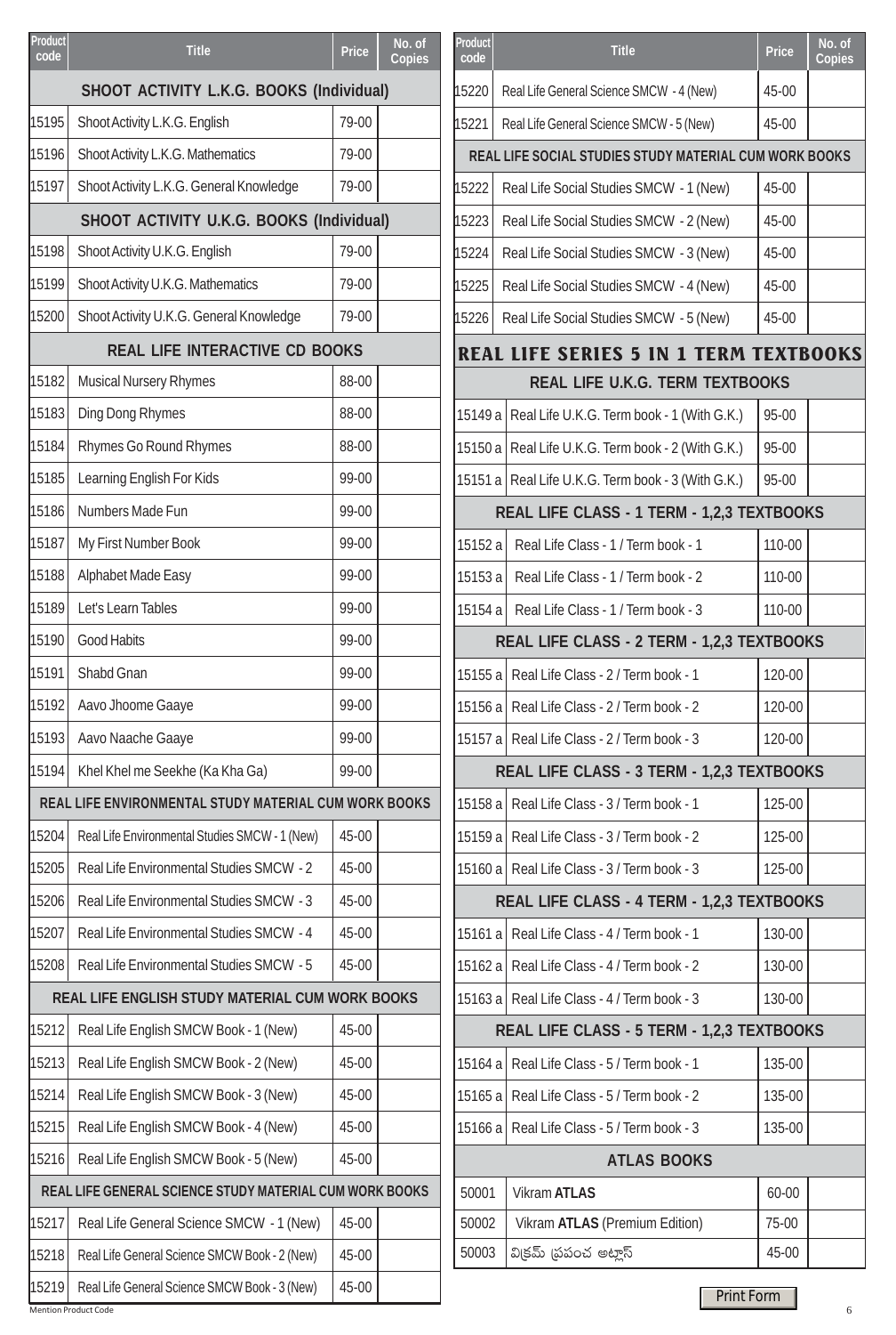| Product code | Title | Price | No. of Copies |
|---|---|---|---|
| | **SHOOT ACTIVITY L.K.G. BOOKS (Individual)** | | |
| 15195 | Shoot Activity L.K.G. English | 79-00 | |
| 15196 | Shoot Activity L.K.G. Mathematics | 79-00 | |
| 15197 | Shoot Activity L.K.G. General Knowledge | 79-00 | |
| | **SHOOT ACTIVITY U.K.G. BOOKS (Individual)** | | |
| 15198 | Shoot Activity U.K.G. English | 79-00 | |
| 15199 | Shoot Activity U.K.G. Mathematics | 79-00 | |
| 15200 | Shoot Activity U.K.G. General Knowledge | 79-00 | |
| | **REAL LIFE INTERACTIVE CD BOOKS** | | |
| 15182 | Musical Nursery Rhymes | 88-00 | |
| 15183 | Ding Dong Rhymes | 88-00 | |
| 15184 | Rhymes Go Round Rhymes | 88-00 | |
| 15185 | Learning English For Kids | 99-00 | |
| 15186 | Numbers Made Fun | 99-00 | |
| 15187 | My First Number Book | 99-00 | |
| 15188 | Alphabet Made Easy | 99-00 | |
| 15189 | Let's Learn Tables | 99-00 | |
| 15190 | Good Habits | 99-00 | |
| 15191 | Shabd Gnan | 99-00 | |
| 15192 | Aavo Jhoome Gaaye | 99-00 | |
| 15193 | Aavo Naache Gaaye | 99-00 | |
| 15194 | Khel Khel me Seekhe (Ka Kha Ga) | 99-00 | |
| | **REAL LIFE ENVIRONMENTAL STUDY MATERIAL CUM WORK BOOKS** | | |
| 15204 | Real Life Environmental Studies SMCW - 1 (New) | 45-00 | |
| 15205 | Real Life Environmental Studies SMCW - 2 | 45-00 | |
| 15206 | Real Life Environmental Studies SMCW - 3 | 45-00 | |
| 15207 | Real Life Environmental Studies SMCW - 4 | 45-00 | |
| 15208 | Real Life Environmental Studies SMCW - 5 | 45-00 | |
| | **REAL LIFE ENGLISH STUDY MATERIAL CUM WORK BOOKS** | | |
| 15212 | Real Life English SMCW Book - 1 (New) | 45-00 | |
| 15213 | Real Life English SMCW Book - 2 (New) | 45-00 | |
| 15214 | Real Life English SMCW Book - 3 (New) | 45-00 | |
| 15215 | Real Life English SMCW Book - 4 (New) | 45-00 | |
| 15216 | Real Life English SMCW Book - 5 (New) | 45-00 | |
| | **REAL LIFE GENERAL SCIENCE STUDY MATERIAL CUM WORK BOOKS** | | |
| 15217 | Real Life General Science SMCW - 1 (New) | 45-00 | |
| 15218 | Real Life General Science SMCW Book - 2 (New) | 45-00 | |
| 15219 | Real Life General Science SMCW Book - 3 (New) | 45-00 | |
| 15220 | Real Life General Science SMCW - 4 (New) | 45-00 | |
| 15221 | Real Life General Science SMCW - 5 (New) | 45-00 | |
| | **REAL LIFE SOCIAL STUDIES STUDY MATERIAL CUM WORK BOOKS** | | |
| 15222 | Real Life Social Studies SMCW - 1 (New) | 45-00 | |
| 15223 | Real Life Social Studies SMCW - 2 (New) | 45-00 | |
| 15224 | Real Life Social Studies SMCW - 3 (New) | 45-00 | |
| 15225 | Real Life Social Studies SMCW - 4 (New) | 45-00 | |
| 15226 | Real Life Social Studies SMCW - 5 (New) | 45-00 | |

Mention Product Code

## REAL LIFE SERIES 5 IN 1 TERM TEXTBOOKS

| Product code | Title | Price | No. of Copies |
|---|---|---|---|
| | **REAL LIFE U.K.G. TERM TEXTBOOKS** | | |
| 15149 a | Real Life U.K.G. Term book - 1 (With G.K.) | 95-00 | |
| 15150 a | Real Life U.K.G. Term book - 2 (With G.K.) | 95-00 | |
| 15151 a | Real Life U.K.G. Term book - 3 (With G.K.) | 95-00 | |
| | **REAL LIFE CLASS - 1 TERM - 1,2,3 TEXTBOOKS** | | |
| 15152 a | Real Life Class - 1 / Term book - 1 | 110-00 | |
| 15153 a | Real Life Class - 1 / Term book - 2 | 110-00 | |
| 15154 a | Real Life Class - 1 / Term book - 3 | 110-00 | |
| | **REAL LIFE CLASS - 2 TERM - 1,2,3 TEXTBOOKS** | | |
| 15155 a | Real Life Class - 2 / Term book - 1 | 120-00 | |
| 15156 a | Real Life Class - 2 / Term book - 2 | 120-00 | |
| 15157 a | Real Life Class - 2 / Term book - 3 | 120-00 | |
| | **REAL LIFE CLASS - 3 TERM - 1,2,3 TEXTBOOKS** | | |
| 15158 a | Real Life Class - 3 / Term book - 1 | 125-00 | |
| 15159 a | Real Life Class - 3 / Term book - 2 | 125-00 | |
| 15160 a | Real Life Class - 3 / Term book - 3 | 125-00 | |
| | **REAL LIFE CLASS - 4 TERM - 1,2,3 TEXTBOOKS** | | |
| 15161 a | Real Life Class - 4 / Term book - 1 | 130-00 | |
| 15162 a | Real Life Class - 4 / Term book - 2 | 130-00 | |
| 15163 a | Real Life Class - 4 / Term book - 3 | 130-00 | |
| | **REAL LIFE CLASS - 5 TERM - 1,2,3 TEXTBOOKS** | | |
| 15164 a | Real Life Class - 5 / Term book - 1 | 135-00 | |
| 15165 a | Real Life Class - 5 / Term book - 2 | 135-00 | |
| 15166 a | Real Life Class - 5 / Term book - 3 | 135-00 | |
| | **ATLAS BOOKS** | | |
| 50001 | Vikram **ATLAS** | 60-00 | |
| 50002 | Vikram **ATLAS** (Premium Edition) | 75-00 | |
| 50003 | విక్రమ్ ప్రపంచ అట్లాస్ | 45-00 | |

Print Form